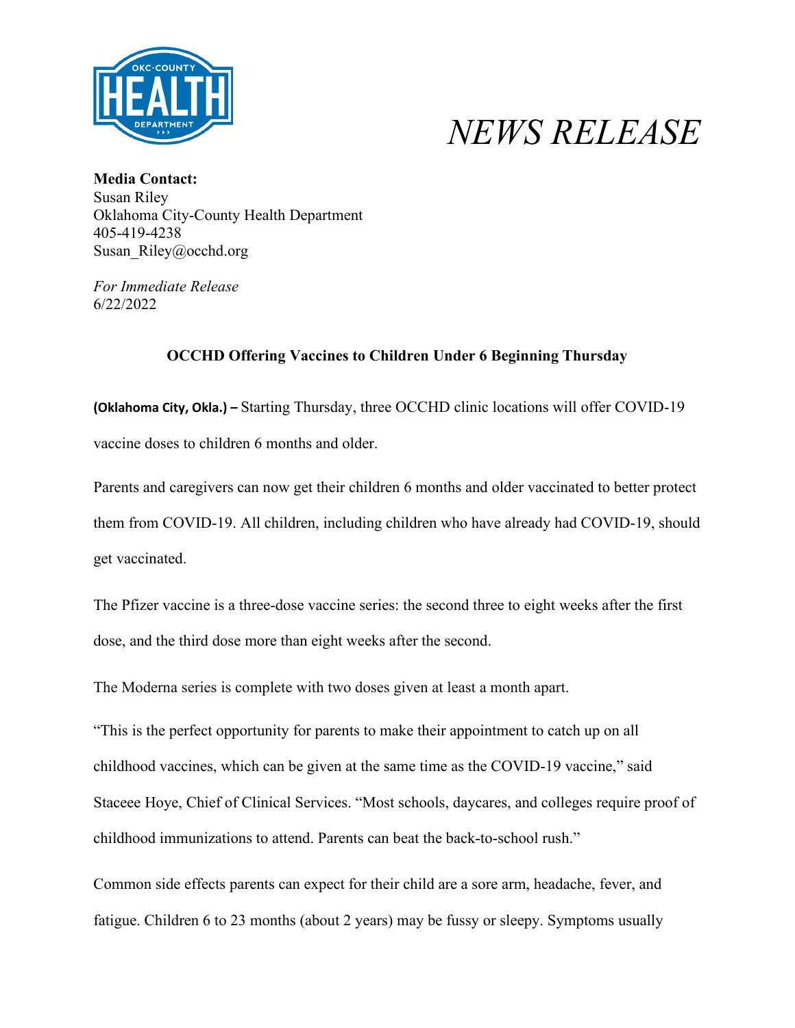# *NEWS RELEASE*

**Media Contact:**
Susan Riley
Oklahoma City-County Health Department
405-419-4238
Susan_Riley@occhd.org

*For Immediate Release*
6/22/2022

## OCCHD Offering Vaccines to Children Under 6 Beginning Thursday

**(Oklahoma City, Okla.) –** Starting Thursday, three OCCHD clinic locations will offer COVID-19 vaccine doses to children 6 months and older.

Parents and caregivers can now get their children 6 months and older vaccinated to better protect them from COVID-19. All children, including children who have already had COVID-19, should get vaccinated.

The Pfizer vaccine is a three-dose vaccine series: the second three to eight weeks after the first dose, and the third dose more than eight weeks after the second.

The Moderna series is complete with two doses given at least a month apart.

"This is the perfect opportunity for parents to make their appointment to catch up on all childhood vaccines, which can be given at the same time as the COVID-19 vaccine," said Staceee Hoye, Chief of Clinical Services. "Most schools, daycares, and colleges require proof of childhood immunizations to attend. Parents can beat the back-to-school rush."

Common side effects parents can expect for their child are a sore arm, headache, fever, and fatigue. Children 6 to 23 months (about 2 years) may be fussy or sleepy. Symptoms usually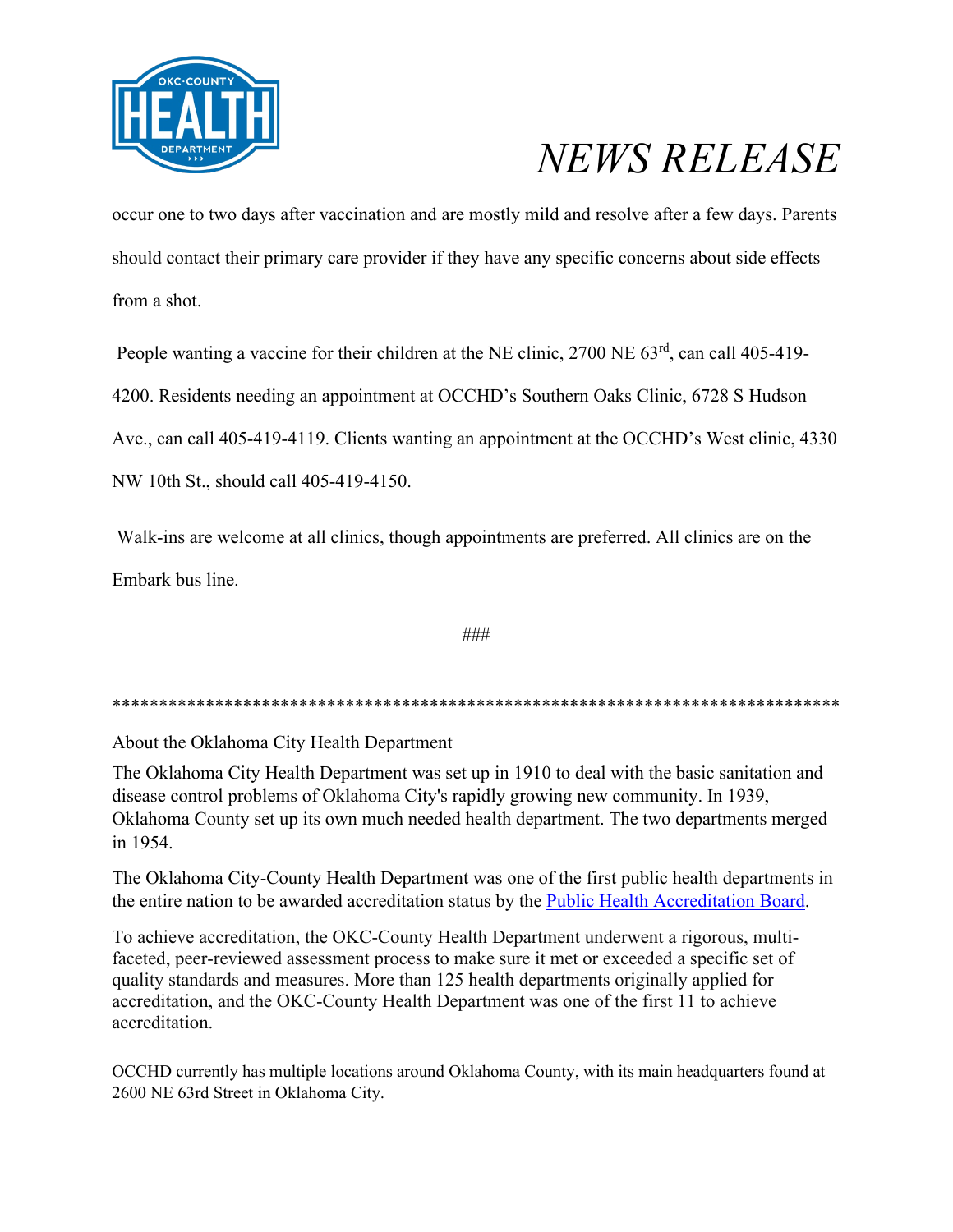occur one to two days after vaccination and are mostly mild and resolve after a few days. Parents should contact their primary care provider if they have any specific concerns about side effects from a shot.

People wanting a vaccine for their children at the NE clinic, 2700 NE 63rd, can call 405-419-4200. Residents needing an appointment at OCCHD's Southern Oaks Clinic, 6728 S Hudson Ave., can call 405-419-4119. Clients wanting an appointment at the OCCHD's West clinic, 4330 NW 10th St., should call 405-419-4150.

Walk-ins are welcome at all clinics, though appointments are preferred. All clinics are on the Embark bus line.

###

*******************************************************************************

About the Oklahoma City Health Department

The Oklahoma City Health Department was set up in 1910 to deal with the basic sanitation and disease control problems of Oklahoma City's rapidly growing new community. In 1939, Oklahoma County set up its own much needed health department. The two departments merged in 1954.

The Oklahoma City-County Health Department was one of the first public health departments in the entire nation to be awarded accreditation status by the Public Health Accreditation Board.

To achieve accreditation, the OKC-County Health Department underwent a rigorous, multi-faceted, peer-reviewed assessment process to make sure it met or exceeded a specific set of quality standards and measures. More than 125 health departments originally applied for accreditation, and the OKC-County Health Department was one of the first 11 to achieve accreditation.

OCCHD currently has multiple locations around Oklahoma County, with its main headquarters found at 2600 NE 63rd Street in Oklahoma City.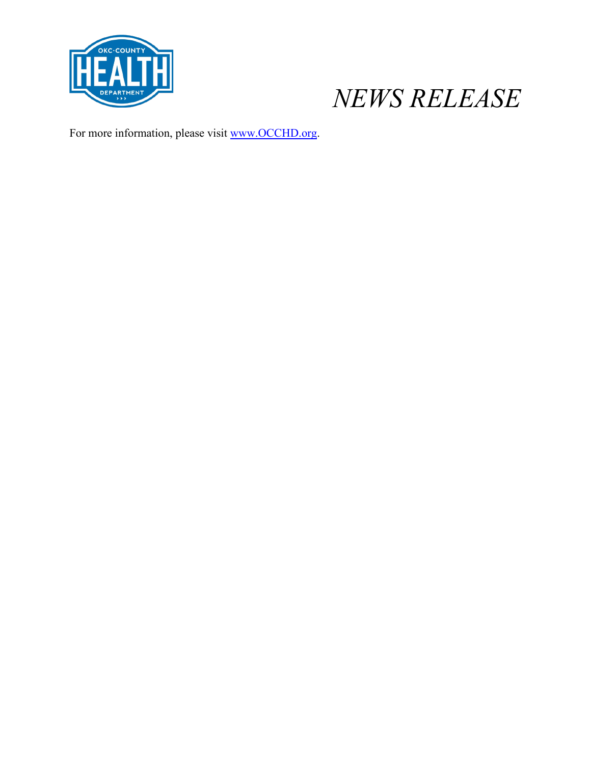*NEWS RELEASE*

For more information, please visit [www.OCCHD.org](http://www.OCCHD.org).